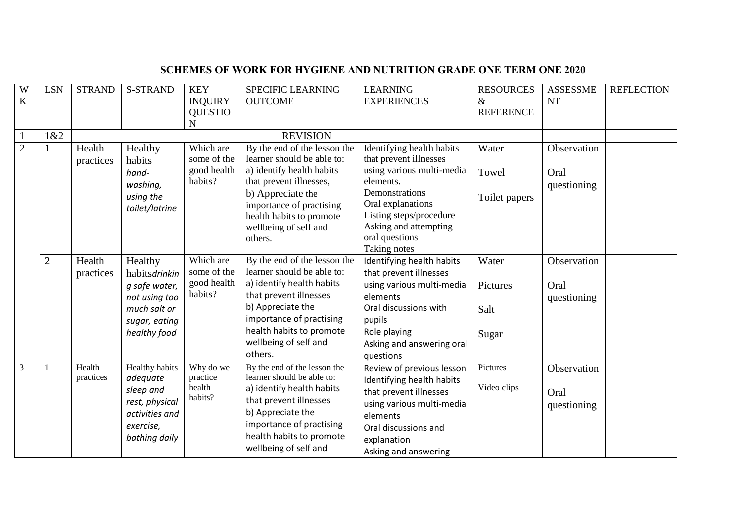## SCHEMES OF WORK FOR HYGIENE AND NUTRITION GRADE ONE TERM ONE 2020

| WK | LSN | STRAND | S-STRAND | KEY INQUIRY QUESTION | SPECIFIC LEARNING OUTCOME | LEARNING EXPERIENCES | RESOURCES & REFERENCE | ASSESSMENT | REFLECTION |
|---|---|---|---|---|---|---|---|---|---|
| 1 | 1&2 | REVISION | | | | | | | |
| 2 | 1 | Health practices | Healthy habits *hand-washing, using the toilet/latrine* | Which are some of the good health habits? | By the end of the lesson the learner should be able to: a) identify health habits that prevent illnesses, b) Appreciate the importance of practising health habits to promote wellbeing of self and others. | Identifying health habits that prevent illnesses using various multi-media elements. Demonstrations Oral explanations Listing steps/procedure Asking and attempting oral questions Taking notes | Water Towel Toilet papers | Observation Oral questioning | |
| | 2 | Health practices | Healthy habits*drinking safe water, not using too much salt or sugar, eating healthy food* | Which are some of the good health habits? | By the end of the lesson the learner should be able to: a) identify health habits that prevent illnesses b) Appreciate the importance of practising health habits to promote wellbeing of self and others. | Identifying health habits that prevent illnesses using various multi-media elements Oral discussions with pupils Role playing Asking and answering oral questions | Water Pictures Salt Sugar | Observation Oral questioning | |
| 3 | 1 | Health practices | Healthy habits *adequate sleep and rest, physical activities and exercise, bathing daily* | Why do we practice health habits? | By the end of the lesson the learner should be able to: a) identify health habits that prevent illnesses b) Appreciate the importance of practising health habits to promote wellbeing of self and | Review of previous lesson Identifying health habits that prevent illnesses using various multi-media elements Oral discussions and explanation Asking and answering | Pictures Video clips | Observation Oral questioning | |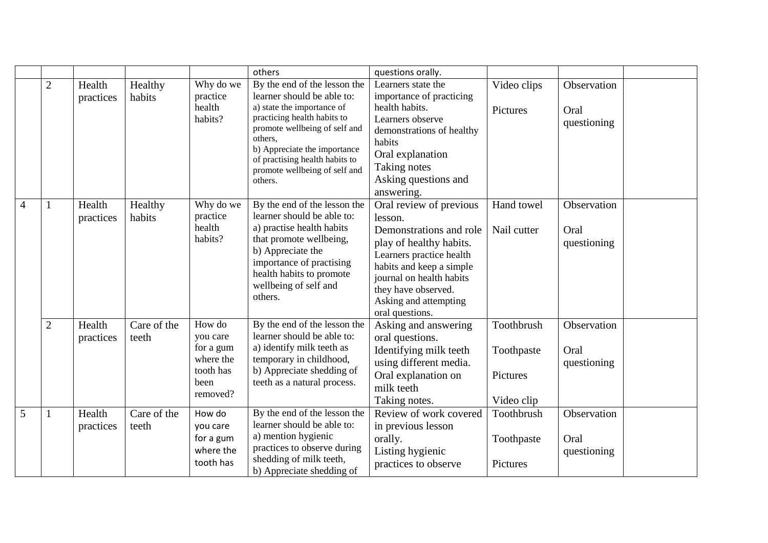| | | | | | | | | | |
|---|---|---|---|---|---|---|---|---|---|
| | | | | | others | questions orally. | | | |
| | 2 | Health practices | Healthy habits | Why do we practice health habits? | By the end of the lesson the learner should be able to:<br>a) state the importance of practicing health habits to promote wellbeing of self and others,<br>b) Appreciate the importance of practising health habits to promote wellbeing of self and others. | Learners state the importance of practicing health habits.<br>Learners observe demonstrations of healthy habits<br>Oral explanation<br>Taking notes<br>Asking questions and answering. | Video clips<br><br>Pictures | Observation<br><br>Oral questioning | |
| 4 | 1 | Health practices | Healthy habits | Why do we practice health habits? | By the end of the lesson the learner should be able to:<br>a) practise health habits that promote wellbeing,<br>b) Appreciate the importance of practising health habits to promote wellbeing of self and others. | Oral review of previous lesson.<br>Demonstrations and role play of healthy habits.<br>Learners practice health habits and keep a simple journal on health habits they have observed.<br>Asking and attempting oral questions. | Hand towel<br><br>Nail cutter | Observation<br><br>Oral questioning | |
| | 2 | Health practices | Care of the teeth | How do you care for a gum where the tooth has been removed? | By the end of the lesson the learner should be able to:<br>a) identify milk teeth as temporary in childhood,<br>b) Appreciate shedding of teeth as a natural process. | Asking and answering oral questions.<br>Identifying milk teeth using different media.<br>Oral explanation on milk teeth<br>Taking notes. | Toothbrush<br><br>Toothpaste<br><br>Pictures<br><br>Video clip | Observation<br><br>Oral questioning | |
| 5 | 1 | Health practices | Care of the teeth | How do you care for a gum where the tooth has | By the end of the lesson the learner should be able to:<br>a) mention hygienic practices to observe during shedding of milk teeth,<br>b) Appreciate shedding of | Review of work covered in previous lesson orally.<br>Listing hygienic practices to observe | Toothbrush<br><br>Toothpaste<br><br>Pictures | Observation<br><br>Oral questioning | |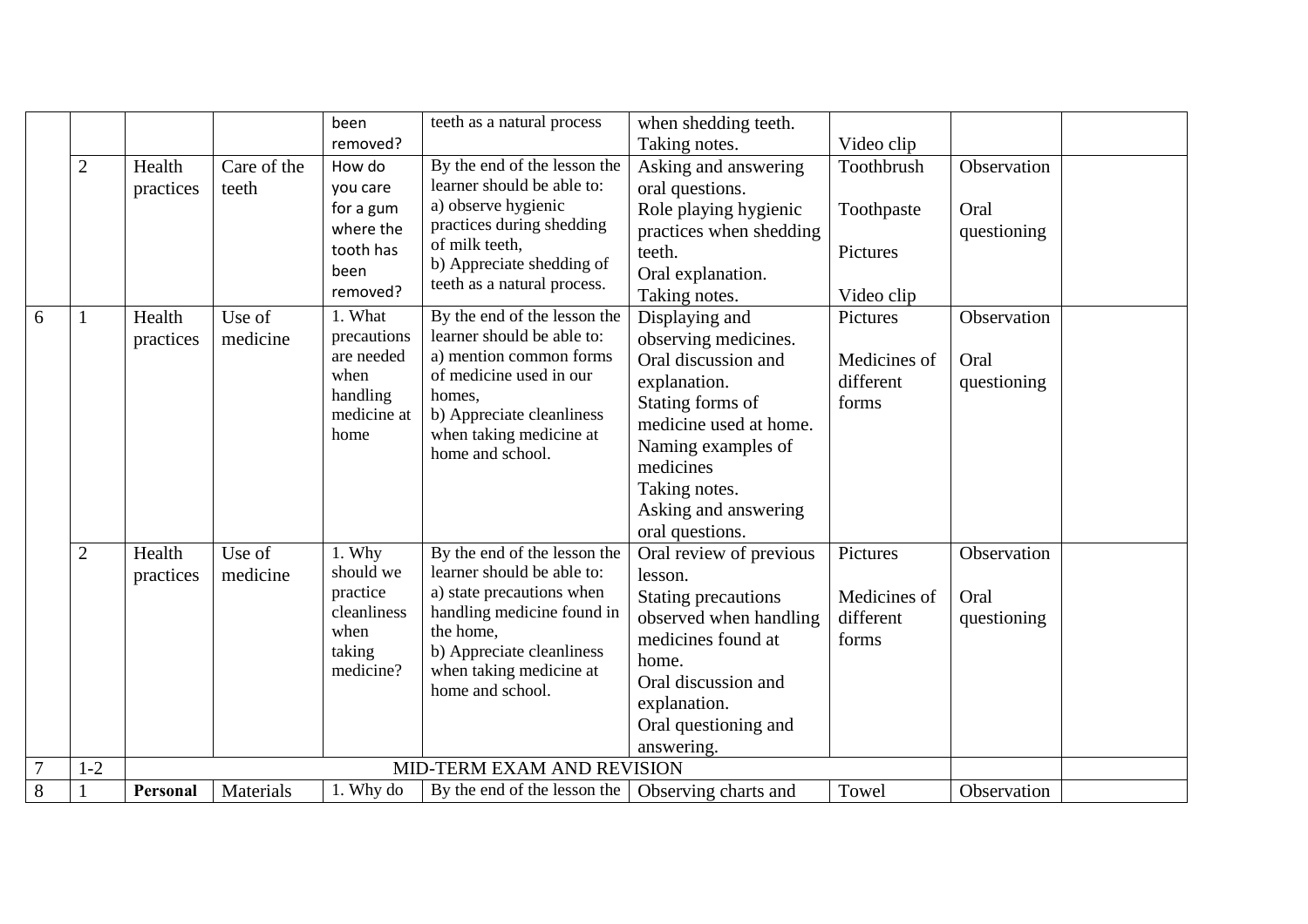| | | | | been removed? | teeth as a natural process | when shedding teeth.<br>Taking notes. | Video clip | | |
|---|---|---|---|---|---|---|---|---|---|
| | 2 | Health practices | Care of the teeth | How do you care for a gum where the tooth has been removed? | By the end of the lesson the learner should be able to:<br>a) observe hygienic practices during shedding of milk teeth,<br>b) Appreciate shedding of teeth as a natural process. | Asking and answering oral questions.<br>Role playing hygienic practices when shedding teeth.<br>Oral explanation.<br>Taking notes. | Toothbrush<br><br>Toothpaste<br><br>Pictures<br><br>Video clip | Observation<br><br>Oral questioning | |
| 6 | 1 | Health practices | Use of medicine | 1. What precautions are needed when handling medicine at home | By the end of the lesson the learner should be able to:<br>a) mention common forms of medicine used in our homes,<br>b) Appreciate cleanliness when taking medicine at home and school. | Displaying and observing medicines.<br>Oral discussion and explanation.<br>Stating forms of medicine used at home.<br>Naming examples of medicines<br>Taking notes.<br>Asking and answering oral questions. | Pictures<br><br>Medicines of different forms | Observation<br><br>Oral questioning | |
| | 2 | Health practices | Use of medicine | 1. Why should we practice cleanliness when taking medicine? | By the end of the lesson the learner should be able to:<br>a) state precautions when handling medicine found in the home,<br>b) Appreciate cleanliness when taking medicine at home and school. | Oral review of previous lesson.<br>Stating precautions observed when handling medicines found at home.<br>Oral discussion and explanation.<br>Oral questioning and answering. | Pictures<br><br>Medicines of different forms | Observation<br><br>Oral questioning | |
| 7 | 1-2 | MID-TERM EXAM AND REVISION | | | | | | | |
| 8 | 1 | **Personal** | Materials | 1. Why do | By the end of the lesson the | Observing charts and | Towel | Observation | |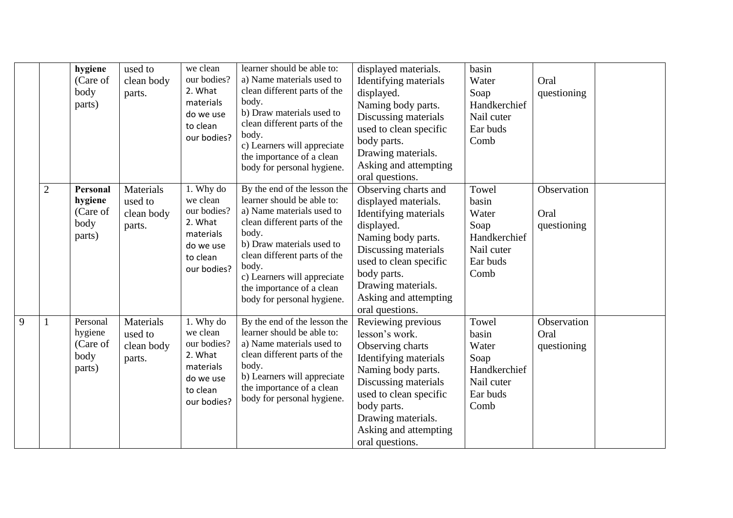| | | | | | | | | | |
|---|---|---|---|---|---|---|---|---|---|
| | | **hygiene** (Care of body parts) | used to clean body parts. | we clean our bodies? 2. What materials do we use to clean our bodies? | learner should be able to: a) Name materials used to clean different parts of the body. b) Draw materials used to clean different parts of the body. c) Learners will appreciate the importance of a clean body for personal hygiene. | displayed materials. Identifying materials displayed. Naming body parts. Discussing materials used to clean specific body parts. Drawing materials. Asking and attempting oral questions. | basin Water Soap Handkerchief Nail cuter Ear buds Comb | Oral questioning | |
| | 2 | **Personal hygiene** (Care of body parts) | Materials used to clean body parts. | 1. Why do we clean our bodies? 2. What materials do we use to clean our bodies? | By the end of the lesson the learner should be able to: a) Name materials used to clean different parts of the body. b) Draw materials used to clean different parts of the body. c) Learners will appreciate the importance of a clean body for personal hygiene. | Observing charts and displayed materials. Identifying materials displayed. Naming body parts. Discussing materials used to clean specific body parts. Drawing materials. Asking and attempting oral questions. | Towel basin Water Soap Handkerchief Nail cuter Ear buds Comb | Observation Oral questioning | |
| 9 | 1 | Personal hygiene (Care of body parts) | Materials used to clean body parts. | 1. Why do we clean our bodies? 2. What materials do we use to clean our bodies? | By the end of the lesson the learner should be able to: a) Name materials used to clean different parts of the body. b) Learners will appreciate the importance of a clean body for personal hygiene. | Reviewing previous lesson's work. Observing charts Identifying materials Naming body parts. Discussing materials used to clean specific body parts. Drawing materials. Asking and attempting oral questions. | Towel basin Water Soap Handkerchief Nail cuter Ear buds Comb | Observation Oral questioning | |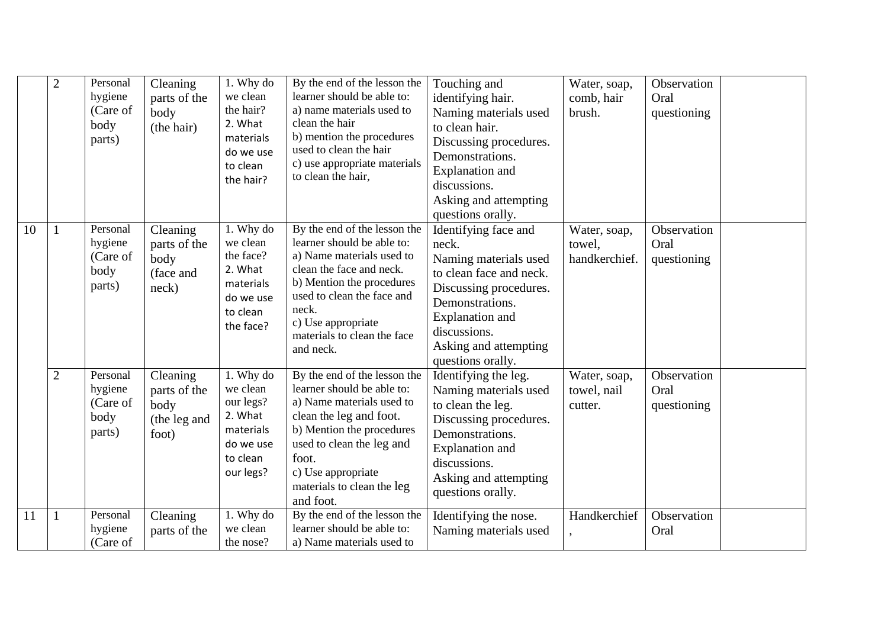|  | 2 | Personal hygiene (Care of body parts) | Cleaning parts of the body (the hair) | 1. Why do we clean the hair? 2. What materials do we use to clean the hair? | By the end of the lesson the learner should be able to: a) name materials used to clean the hair b) mention the procedures used to clean the hair c) use appropriate materials to clean the hair, | Touching and identifying hair. Naming materials used to clean hair. Discussing procedures. Demonstrations. Explanation and discussions. Asking and attempting questions orally. | Water, soap, comb, hair brush. | Observation Oral questioning |  |
|---|---|---|---|---|---|---|---|---|---|
| 10 | 1 | Personal hygiene (Care of body parts) | Cleaning parts of the body (face and neck) | 1. Why do we clean the face? 2. What materials do we use to clean the face? | By the end of the lesson the learner should be able to: a) Name materials used to clean the face and neck. b) Mention the procedures used to clean the face and neck. c) Use appropriate materials to clean the face and neck. | Identifying face and neck. Naming materials used to clean face and neck. Discussing procedures. Demonstrations. Explanation and discussions. Asking and attempting questions orally. | Water, soap, towel, handkerchief. | Observation Oral questioning |  |
|  | 2 | Personal hygiene (Care of body parts) | Cleaning parts of the body (the leg and foot) | 1. Why do we clean our legs? 2. What materials do we use to clean our legs? | By the end of the lesson the learner should be able to: a) Name materials used to clean the leg and foot. b) Mention the procedures used to clean the leg and foot. c) Use appropriate materials to clean the leg and foot. | Identifying the leg. Naming materials used to clean the leg. Discussing procedures. Demonstrations. Explanation and discussions. Asking and attempting questions orally. | Water, soap, towel, nail cutter. | Observation Oral questioning |  |
| 11 | 1 | Personal hygiene (Care of | Cleaning parts of the | 1. Why do we clean the nose? | By the end of the lesson the learner should be able to: a) Name materials used to | Identifying the nose. Naming materials used | Handkerchief , | Observation Oral |  |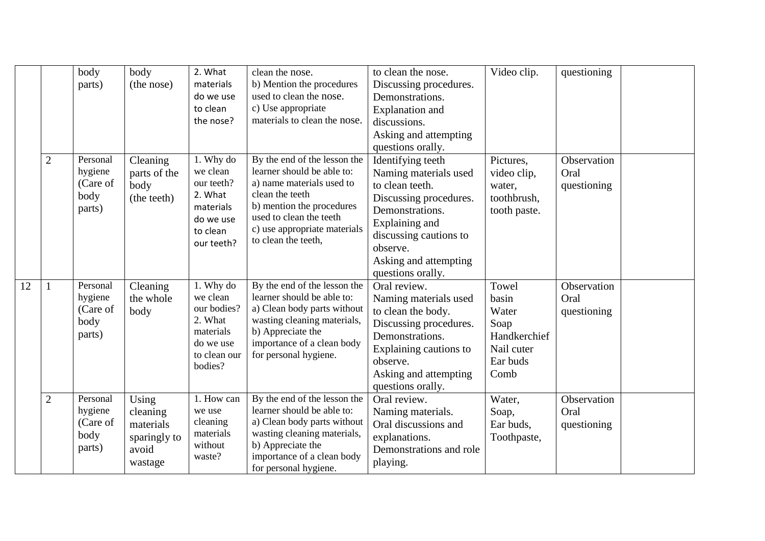| | | body parts) | body (the nose) | 2. What materials do we use to clean the nose? | clean the nose.<br>b) Mention the procedures used to clean the nose.<br>c) Use appropriate materials to clean the nose. | to clean the nose.<br>Discussing procedures.<br>Demonstrations.<br>Explanation and discussions.<br>Asking and attempting questions orally. | Video clip. | questioning | |
|---|---|---|---|---|---|---|---|---|---|
| | 2 | Personal hygiene (Care of body parts) | Cleaning parts of the body (the teeth) | 1. Why do we clean our teeth?<br>2. What materials do we use to clean our teeth? | By the end of the lesson the learner should be able to:<br>a) name materials used to clean the teeth<br>b) mention the procedures used to clean the teeth<br>c) use appropriate materials to clean the teeth, | Identifying teeth<br>Naming materials used to clean teeth.<br>Discussing procedures.<br>Demonstrations.<br>Explaining and discussing cautions to observe.<br>Asking and attempting questions orally. | Pictures, video clip, water, toothbrush, tooth paste. | Observation<br>Oral questioning | |
| 12 | 1 | Personal hygiene (Care of body parts) | Cleaning the whole body | 1. Why do we clean our bodies?<br>2. What materials do we use to clean our bodies? | By the end of the lesson the learner should be able to:<br>a) Clean body parts without wasting cleaning materials,<br>b) Appreciate the importance of a clean body for personal hygiene. | Oral review.<br>Naming materials used to clean the body.<br>Discussing procedures.<br>Demonstrations.<br>Explaining cautions to observe.<br>Asking and attempting questions orally. | Towel<br>basin<br>Water<br>Soap<br>Handkerchief<br>Nail cuter<br>Ear buds<br>Comb | Observation<br>Oral questioning | |
| | 2 | Personal hygiene (Care of body parts) | Using cleaning materials sparingly to avoid wastage | 1. How can we use cleaning materials without waste? | By the end of the lesson the learner should be able to:<br>a) Clean body parts without wasting cleaning materials,<br>b) Appreciate the importance of a clean body for personal hygiene. | Oral review.<br>Naming materials.<br>Oral discussions and explanations.<br>Demonstrations and role playing. | Water,<br>Soap,<br>Ear buds,<br>Toothpaste, | Observation<br>Oral questioning | |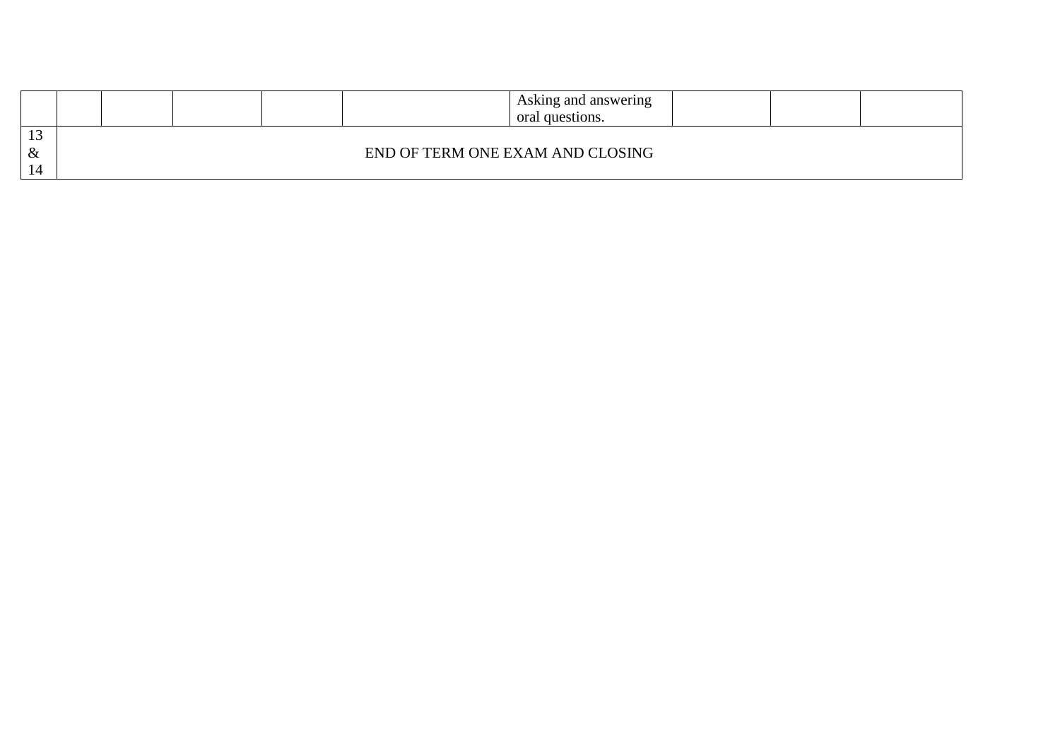| | | | | | | | | | |
|---|---|---|---|---|---|---|---|---|---|
| | | | | | | Asking and answering oral questions. | | | |
| 13 & 14 | END OF TERM ONE EXAM AND CLOSING | | | | | | | | |